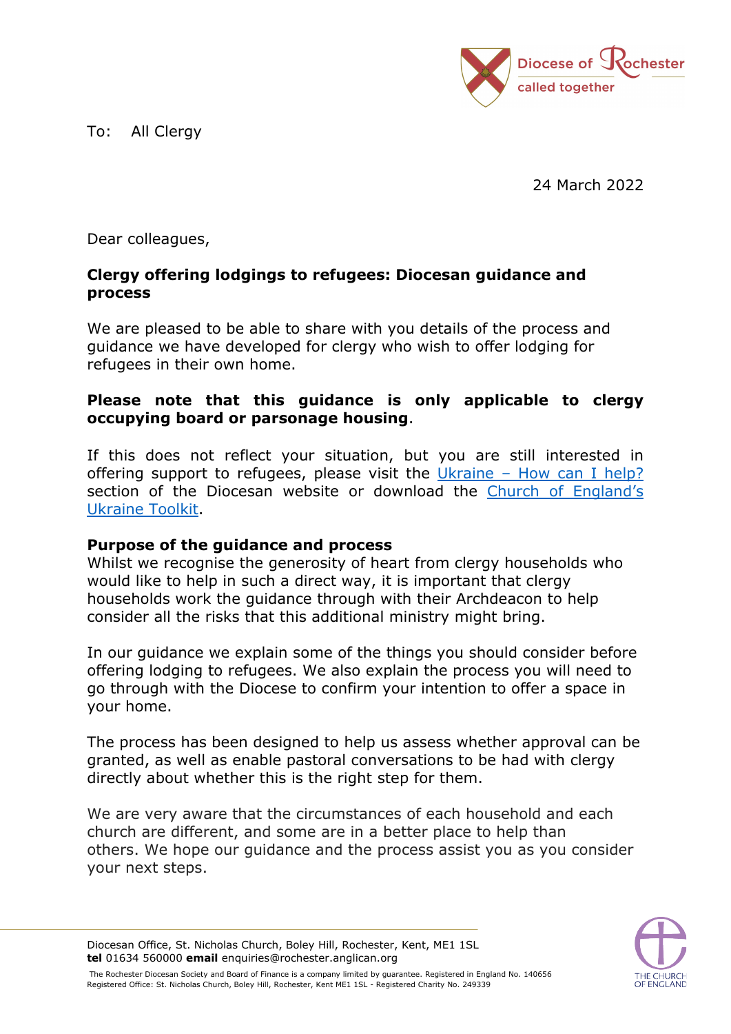To: All Clergy

24 March 2022

Dear colleagues,

**Clergy offering lodgings to refugees: Diocesan guidance and process**

We are pleased to be able to share with you details of the process and guidance we have developed for clergy who wish to offer lodging for refugees in their own home.

**Please note that this guidance is only applicable to clergy occupying board or parsonage housing**.

If this does not reflect your situation, but you are still interested in offering support to refugees, please visit the Ukraine – How can I help? section of the Diocesan website or download the Church of England's Ukraine Toolkit.

**Purpose of the guidance and process**

Whilst we recognise the generosity of heart from clergy households who would like to help in such a direct way, it is important that clergy households work the guidance through with their Archdeacon to help consider all the risks that this additional ministry might bring.

In our guidance we explain some of the things you should consider before offering lodging to refugees. We also explain the process you will need to go through with the Diocese to confirm your intention to offer a space in your home.

The process has been designed to help us assess whether approval can be granted, as well as enable pastoral conversations to be had with clergy directly about whether this is the right step for them.

We are very aware that the circumstances of each household and each church are different, and some are in a better place to help than others. We hope our guidance and the process assist you as you consider your next steps.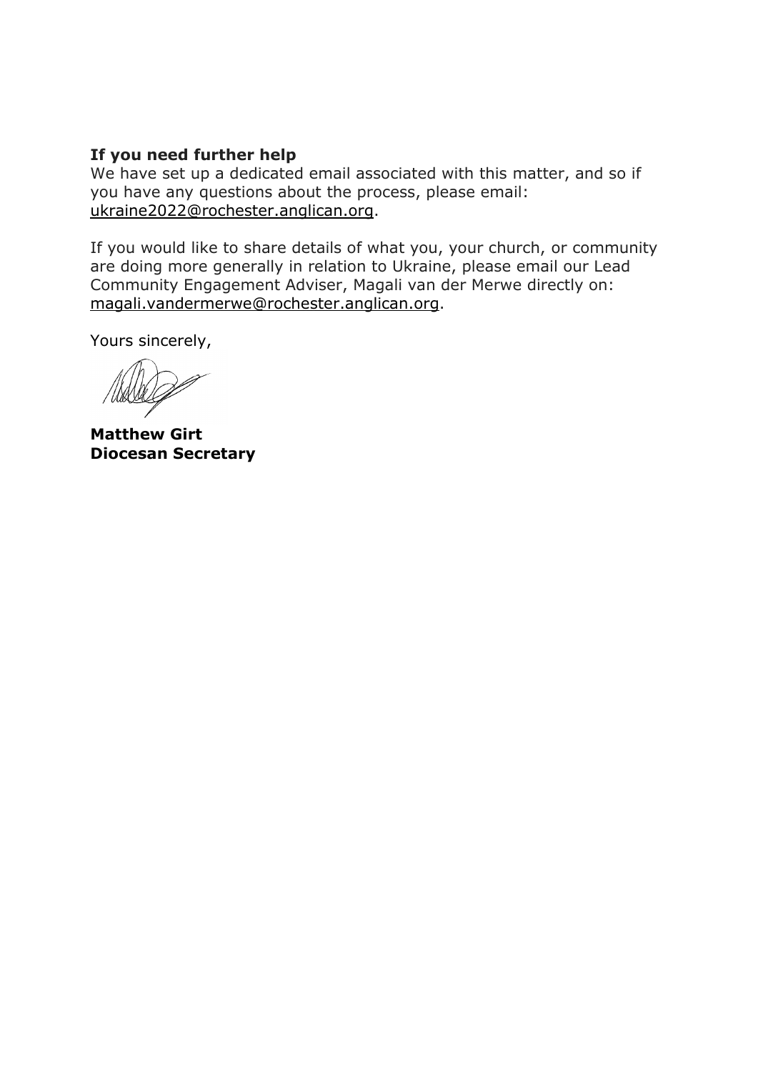**If you need further help**

We have set up a dedicated email associated with this matter, and so if you have any questions about the process, please email: ukraine2022@rochester.anglican.org.

If you would like to share details of what you, your church, or community are doing more generally in relation to Ukraine, please email our Lead Community Engagement Adviser, Magali van der Merwe directly on: magali.vandermerwe@rochester.anglican.org.

Yours sincerely,

**Matthew Girt**
**Diocesan Secretary**